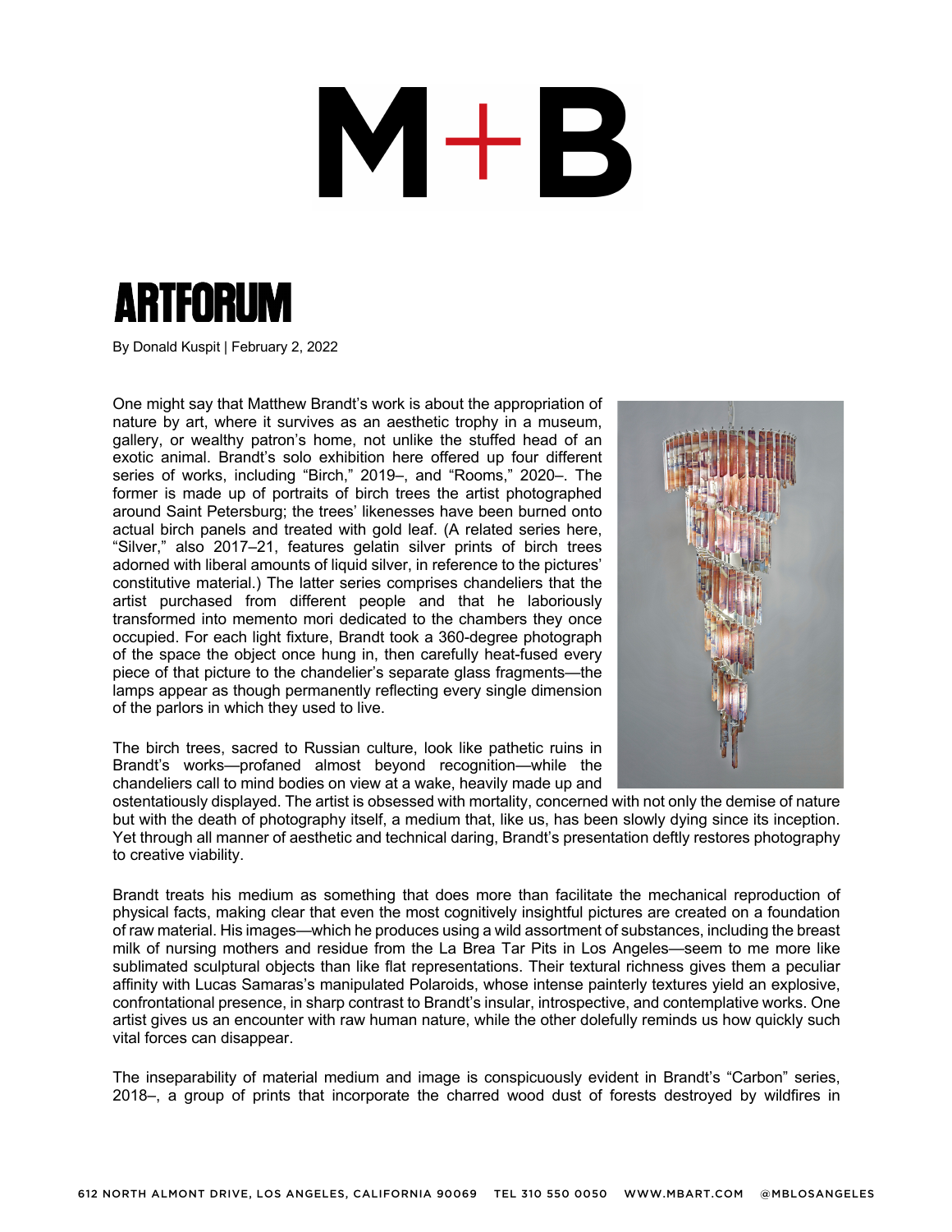# M+B

## ARTFORUM

By Donald Kuspit | February 2, 2022

One might say that Matthew Brandt's work is about the appropriation of nature by art, where it survives as an aesthetic trophy in a museum, gallery, or wealthy patron's home, not unlike the stuffed head of an exotic animal. Brandt's solo exhibition here offered up four different series of works, including "Birch," 2019–, and "Rooms," 2020–. The former is made up of portraits of birch trees the artist photographed around Saint Petersburg; the trees' likenesses have been burned onto actual birch panels and treated with gold leaf. (A related series here, "Silver," also 2017–21, features gelatin silver prints of birch trees adorned with liberal amounts of liquid silver, in reference to the pictures' constitutive material.) The latter series comprises chandeliers that the artist purchased from different people and that he laboriously transformed into memento mori dedicated to the chambers they once occupied. For each light fixture, Brandt took a 360-degree photograph of the space the object once hung in, then carefully heat-fused every piece of that picture to the chandelier's separate glass fragments—the lamps appear as though permanently reflecting every single dimension of the parlors in which they used to live.

The birch trees, sacred to Russian culture, look like pathetic ruins in Brandt's works—profaned almost beyond recognition—while the chandeliers call to mind bodies on view at a wake, heavily made up and ostentatiously displayed. The artist is obsessed with mortality, concerned with not only the demise of nature but with the death of photography itself, a medium that, like us, has been slowly dying since its inception. Yet through all manner of aesthetic and technical daring, Brandt's presentation deftly restores photography to creative viability.

Brandt treats his medium as something that does more than facilitate the mechanical reproduction of physical facts, making clear that even the most cognitively insightful pictures are created on a foundation of raw material. His images—which he produces using a wild assortment of substances, including the breast milk of nursing mothers and residue from the La Brea Tar Pits in Los Angeles—seem to me more like sublimated sculptural objects than like flat representations. Their textural richness gives them a peculiar affinity with Lucas Samaras's manipulated Polaroids, whose intense painterly textures yield an explosive, confrontational presence, in sharp contrast to Brandt's insular, introspective, and contemplative works. One artist gives us an encounter with raw human nature, while the other dolefully reminds us how quickly such vital forces can disappear.

The inseparability of material medium and image is conspicuously evident in Brandt's "Carbon" series, 2018–, a group of prints that incorporate the charred wood dust of forests destroyed by wildfires in

612 NORTH ALMONT DRIVE, LOS ANGELES, CALIFORNIA 90069 TEL 310 550 0050 WWW.MBART.COM @MBLOSANGELES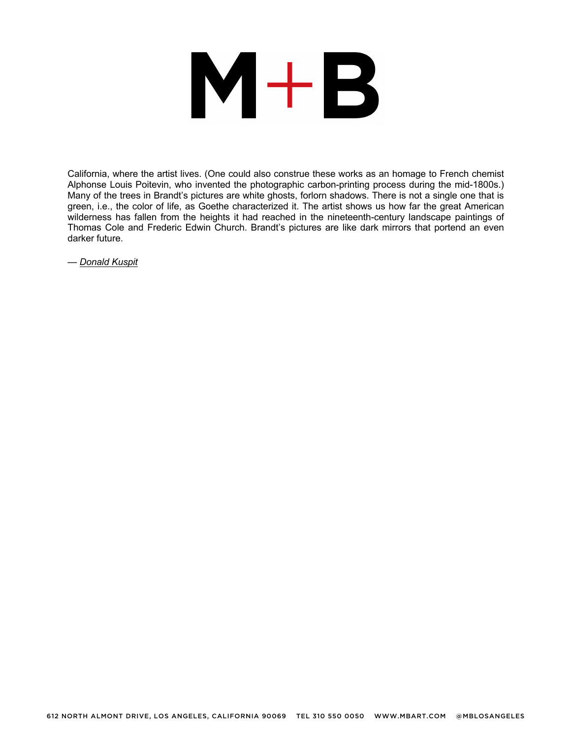California, where the artist lives. (One could also construe these works as an homage to French chemist Alphonse Louis Poitevin, who invented the photographic carbon-printing process during the mid-1800s.) Many of the trees in Brandt's pictures are white ghosts, forlorn shadows. There is not a single one that is green, i.e., the color of life, as Goethe characterized it. The artist shows us how far the great American wilderness has fallen from the heights it had reached in the nineteenth-century landscape paintings of Thomas Cole and Frederic Edwin Church. Brandt's pictures are like dark mirrors that portend an even darker future.

— *Donald Kuspit*